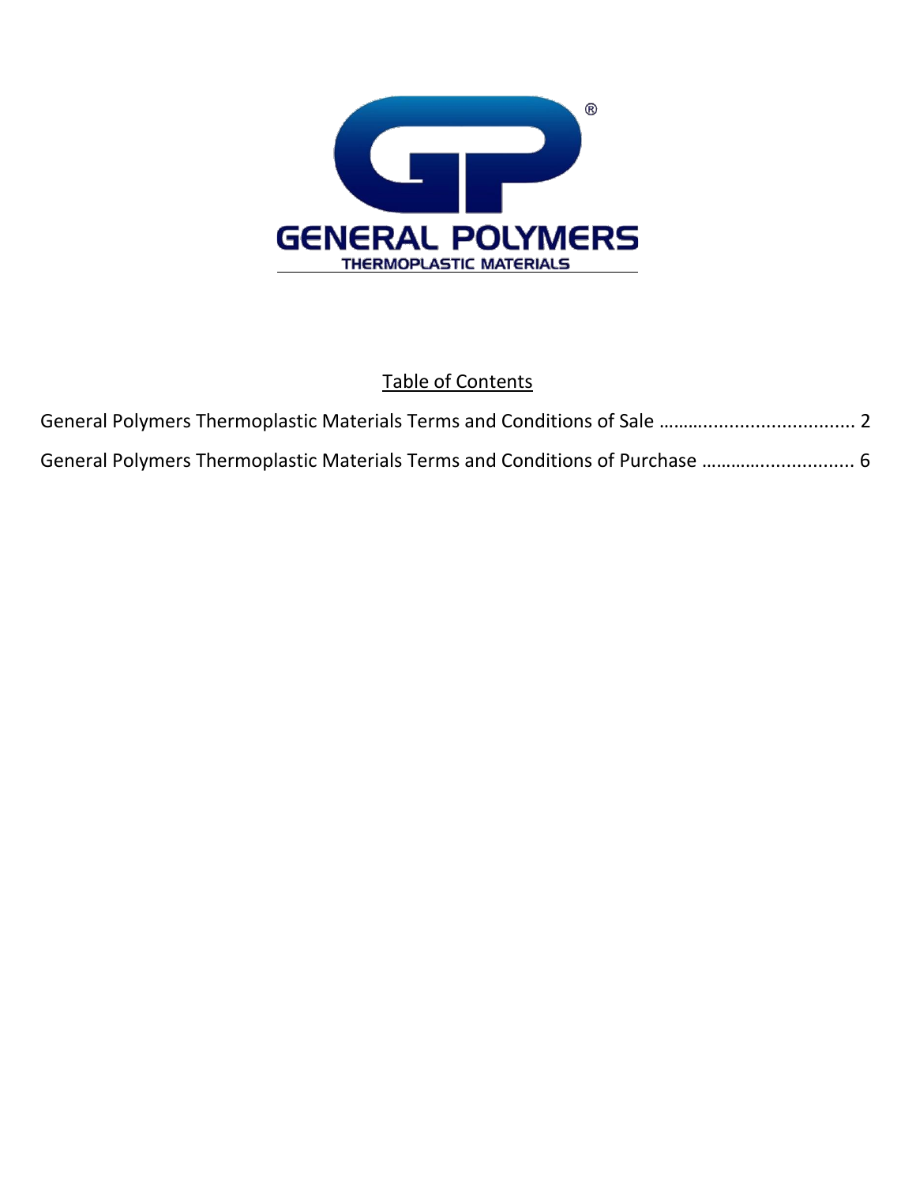GENERAL POLYMERS

THERMOPLASTIC MATERIALS

Table of Contents

General Polymers Thermoplastic Materials Terms and Conditions of Sale ....................................... 2

General Polymers Thermoplastic Materials Terms and Conditions of Purchase .............................. 6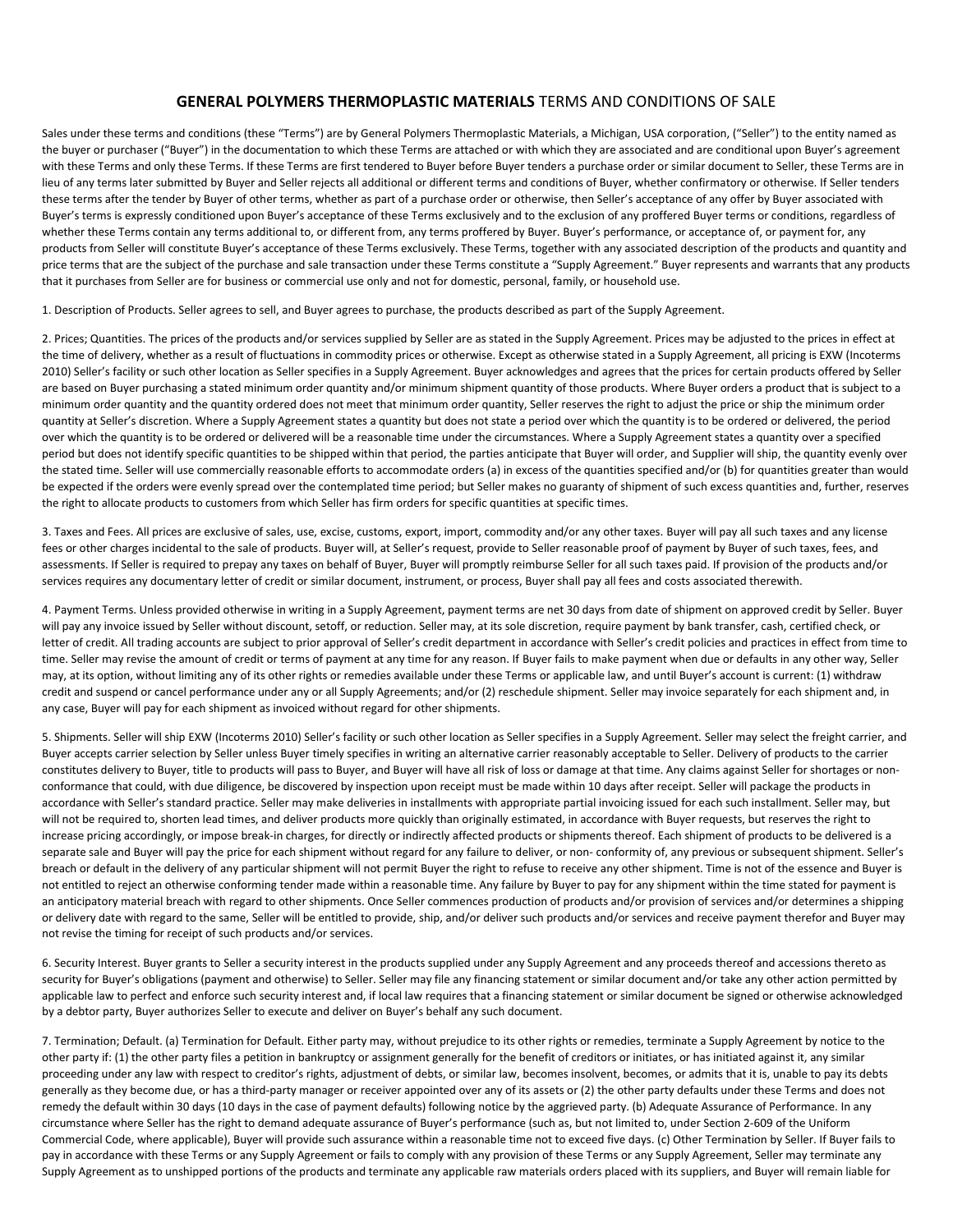## **GENERAL POLYMERS THERMOPLASTIC MATERIALS** TERMS AND CONDITIONS OF SALE

Sales under these terms and conditions (these "Terms") are by General Polymers Thermoplastic Materials, a Michigan, USA corporation, ("Seller") to the entity named as the buyer or purchaser ("Buyer") in the documentation to which these Terms are attached or with which they are associated and are conditional upon Buyer's agreement with these Terms and only these Terms. If these Terms are first tendered to Buyer before Buyer tenders a purchase order or similar document to Seller, these Terms are in lieu of any terms later submitted by Buyer and Seller rejects all additional or different terms and conditions of Buyer, whether confirmatory or otherwise. If Seller tenders these terms after the tender by Buyer of other terms, whether as part of a purchase order or otherwise, then Seller's acceptance of any offer by Buyer associated with Buyer's terms is expressly conditioned upon Buyer's acceptance of these Terms exclusively and to the exclusion of any proffered Buyer terms or conditions, regardless of whether these Terms contain any terms additional to, or different from, any terms proffered by Buyer. Buyer's performance, or acceptance of, or payment for, any products from Seller will constitute Buyer's acceptance of these Terms exclusively. These Terms, together with any associated description of the products and quantity and price terms that are the subject of the purchase and sale transaction under these Terms constitute a "Supply Agreement." Buyer represents and warrants that any products that it purchases from Seller are for business or commercial use only and not for domestic, personal, family, or household use.

1. Description of Products. Seller agrees to sell, and Buyer agrees to purchase, the products described as part of the Supply Agreement.

2. Prices; Quantities. The prices of the products and/or services supplied by Seller are as stated in the Supply Agreement. Prices may be adjusted to the prices in effect at the time of delivery, whether as a result of fluctuations in commodity prices or otherwise. Except as otherwise stated in a Supply Agreement, all pricing is EXW (Incoterms 2010) Seller's facility or such other location as Seller specifies in a Supply Agreement. Buyer acknowledges and agrees that the prices for certain products offered by Seller are based on Buyer purchasing a stated minimum order quantity and/or minimum shipment quantity of those products. Where Buyer orders a product that is subject to a minimum order quantity and the quantity ordered does not meet that minimum order quantity, Seller reserves the right to adjust the price or ship the minimum order quantity at Seller's discretion. Where a Supply Agreement states a quantity but does not state a period over which the quantity is to be ordered or delivered, the period over which the quantity is to be ordered or delivered will be a reasonable time under the circumstances. Where a Supply Agreement states a quantity over a specified period but does not identify specific quantities to be shipped within that period, the parties anticipate that Buyer will order, and Supplier will ship, the quantity evenly over the stated time. Seller will use commercially reasonable efforts to accommodate orders (a) in excess of the quantities specified and/or (b) for quantities greater than would be expected if the orders were evenly spread over the contemplated time period; but Seller makes no guaranty of shipment of such excess quantities and, further, reserves the right to allocate products to customers from which Seller has firm orders for specific quantities at specific times.

3. Taxes and Fees. All prices are exclusive of sales, use, excise, customs, export, import, commodity and/or any other taxes. Buyer will pay all such taxes and any license fees or other charges incidental to the sale of products. Buyer will, at Seller's request, provide to Seller reasonable proof of payment by Buyer of such taxes, fees, and assessments. If Seller is required to prepay any taxes on behalf of Buyer, Buyer will promptly reimburse Seller for all such taxes paid. If provision of the products and/or services requires any documentary letter of credit or similar document, instrument, or process, Buyer shall pay all fees and costs associated therewith.

4. Payment Terms. Unless provided otherwise in writing in a Supply Agreement, payment terms are net 30 days from date of shipment on approved credit by Seller. Buyer will pay any invoice issued by Seller without discount, setoff, or reduction. Seller may, at its sole discretion, require payment by bank transfer, cash, certified check, or letter of credit. All trading accounts are subject to prior approval of Seller's credit department in accordance with Seller's credit policies and practices in effect from time to time. Seller may revise the amount of credit or terms of payment at any time for any reason. If Buyer fails to make payment when due or defaults in any other way, Seller may, at its option, without limiting any of its other rights or remedies available under these Terms or applicable law, and until Buyer's account is current: (1) withdraw credit and suspend or cancel performance under any or all Supply Agreements; and/or (2) reschedule shipment. Seller may invoice separately for each shipment and, in any case, Buyer will pay for each shipment as invoiced without regard for other shipments.

5. Shipments. Seller will ship EXW (Incoterms 2010) Seller's facility or such other location as Seller specifies in a Supply Agreement. Seller may select the freight carrier, and Buyer accepts carrier selection by Seller unless Buyer timely specifies in writing an alternative carrier reasonably acceptable to Seller. Delivery of products to the carrier constitutes delivery to Buyer, title to products will pass to Buyer, and Buyer will have all risk of loss or damage at that time. Any claims against Seller for shortages or non-conformance that could, with due diligence, be discovered by inspection upon receipt must be made within 10 days after receipt. Seller will package the products in accordance with Seller's standard practice. Seller may make deliveries in installments with appropriate partial invoicing issued for each such installment. Seller may, but will not be required to, shorten lead times, and deliver products more quickly than originally estimated, in accordance with Buyer requests, but reserves the right to increase pricing accordingly, or impose break-in charges, for directly or indirectly affected products or shipments thereof. Each shipment of products to be delivered is a separate sale and Buyer will pay the price for each shipment without regard for any failure to deliver, or non- conformity of, any previous or subsequent shipment. Seller's breach or default in the delivery of any particular shipment will not permit Buyer the right to refuse to receive any other shipment. Time is not of the essence and Buyer is not entitled to reject an otherwise conforming tender made within a reasonable time. Any failure by Buyer to pay for any shipment within the time stated for payment is an anticipatory material breach with regard to other shipments. Once Seller commences production of products and/or provision of services and/or determines a shipping or delivery date with regard to the same, Seller will be entitled to provide, ship, and/or deliver such products and/or services and receive payment therefor and Buyer may not revise the timing for receipt of such products and/or services.

6. Security Interest. Buyer grants to Seller a security interest in the products supplied under any Supply Agreement and any proceeds thereof and accessions thereto as security for Buyer's obligations (payment and otherwise) to Seller. Seller may file any financing statement or similar document and/or take any other action permitted by applicable law to perfect and enforce such security interest and, if local law requires that a financing statement or similar document be signed or otherwise acknowledged by a debtor party, Buyer authorizes Seller to execute and deliver on Buyer's behalf any such document.

7. Termination; Default. (a) Termination for Default. Either party may, without prejudice to its other rights or remedies, terminate a Supply Agreement by notice to the other party if: (1) the other party files a petition in bankruptcy or assignment generally for the benefit of creditors or initiates, or has initiated against it, any similar proceeding under any law with respect to creditor's rights, adjustment of debts, or similar law, becomes insolvent, becomes, or admits that it is, unable to pay its debts generally as they become due, or has a third-party manager or receiver appointed over any of its assets or (2) the other party defaults under these Terms and does not remedy the default within 30 days (10 days in the case of payment defaults) following notice by the aggrieved party. (b) Adequate Assurance of Performance. In any circumstance where Seller has the right to demand adequate assurance of Buyer's performance (such as, but not limited to, under Section 2-609 of the Uniform Commercial Code, where applicable), Buyer will provide such assurance within a reasonable time not to exceed five days. (c) Other Termination by Seller. If Buyer fails to pay in accordance with these Terms or any Supply Agreement or fails to comply with any provision of these Terms or any Supply Agreement, Seller may terminate any Supply Agreement as to unshipped portions of the products and terminate any applicable raw materials orders placed with its suppliers, and Buyer will remain liable for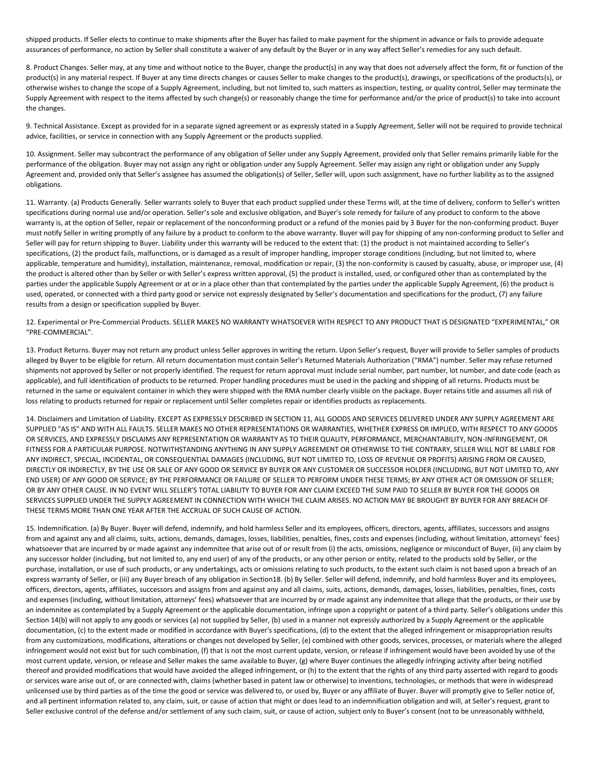shipped products. If Seller elects to continue to make shipments after the Buyer has failed to make payment for the shipment in advance or fails to provide adequate assurances of performance, no action by Seller shall constitute a waiver of any default by the Buyer or in any way affect Seller's remedies for any such default.

8. Product Changes. Seller may, at any time and without notice to the Buyer, change the product(s) in any way that does not adversely affect the form, fit or function of the product(s) in any material respect. If Buyer at any time directs changes or causes Seller to make changes to the product(s), drawings, or specifications of the products(s), or otherwise wishes to change the scope of a Supply Agreement, including, but not limited to, such matters as inspection, testing, or quality control, Seller may terminate the Supply Agreement with respect to the items affected by such change(s) or reasonably change the time for performance and/or the price of product(s) to take into account the changes.

9. Technical Assistance. Except as provided for in a separate signed agreement or as expressly stated in a Supply Agreement, Seller will not be required to provide technical advice, facilities, or service in connection with any Supply Agreement or the products supplied.

10. Assignment. Seller may subcontract the performance of any obligation of Seller under any Supply Agreement, provided only that Seller remains primarily liable for the performance of the obligation. Buyer may not assign any right or obligation under any Supply Agreement. Seller may assign any right or obligation under any Supply Agreement and, provided only that Seller's assignee has assumed the obligation(s) of Seller, Seller will, upon such assignment, have no further liability as to the assigned obligations.

11. Warranty. (a) Products Generally. Seller warrants solely to Buyer that each product supplied under these Terms will, at the time of delivery, conform to Seller's written specifications during normal use and/or operation. Seller's sole and exclusive obligation, and Buyer's sole remedy for failure of any product to conform to the above warranty is, at the option of Seller, repair or replacement of the nonconforming product or a refund of the monies paid by 3 Buyer for the non-conforming product. Buyer must notify Seller in writing promptly of any failure by a product to conform to the above warranty. Buyer will pay for shipping of any non-conforming product to Seller and Seller will pay for return shipping to Buyer. Liability under this warranty will be reduced to the extent that: (1) the product is not maintained according to Seller's specifications, (2) the product fails, malfunctions, or is damaged as a result of improper handling, improper storage conditions (including, but not limited to, where applicable, temperature and humidity), installation, maintenance, removal, modification or repair, (3) the non-conformity is caused by casualty, abuse, or improper use, (4) the product is altered other than by Seller or with Seller's express written approval, (5) the product is installed, used, or configured other than as contemplated by the parties under the applicable Supply Agreement or at or in a place other than that contemplated by the parties under the applicable Supply Agreement, (6) the product is used, operated, or connected with a third party good or service not expressly designated by Seller's documentation and specifications for the product, (7) any failure results from a design or specification supplied by Buyer.

12. Experimental or Pre-Commercial Products. SELLER MAKES NO WARRANTY WHATSOEVER WITH RESPECT TO ANY PRODUCT THAT IS DESIGNATED "EXPERIMENTAL," OR "PRE-COMMERCIAL".

13. Product Returns. Buyer may not return any product unless Seller approves in writing the return. Upon Seller's request, Buyer will provide to Seller samples of products alleged by Buyer to be eligible for return. All return documentation must contain Seller's Returned Materials Authorization ("RMA") number. Seller may refuse returned shipments not approved by Seller or not properly identified. The request for return approval must include serial number, part number, lot number, and date code (each as applicable), and full identification of products to be returned. Proper handling procedures must be used in the packing and shipping of all returns. Products must be returned in the same or equivalent container in which they were shipped with the RMA number clearly visible on the package. Buyer retains title and assumes all risk of loss relating to products returned for repair or replacement until Seller completes repair or identifies products as replacements.

14. Disclaimers and Limitation of Liability. EXCEPT AS EXPRESSLY DESCRIBED IN SECTION 11, ALL GOODS AND SERVICES DELIVERED UNDER ANY SUPPLY AGREEMENT ARE SUPPLIED "AS IS" AND WITH ALL FAULTS. SELLER MAKES NO OTHER REPRESENTATIONS OR WARRANTIES, WHETHER EXPRESS OR IMPLIED, WITH RESPECT TO ANY GOODS OR SERVICES, AND EXPRESSLY DISCLAIMS ANY REPRESENTATION OR WARRANTY AS TO THEIR QUALITY, PERFORMANCE, MERCHANTABILITY, NON-INFRINGEMENT, OR FITNESS FOR A PARTICULAR PURPOSE. NOTWITHSTANDING ANYTHING IN ANY SUPPLY AGREEMENT OR OTHERWISE TO THE CONTRARY, SELLER WILL NOT BE LIABLE FOR ANY INDIRECT, SPECIAL, INCIDENTAL, OR CONSEQUENTIAL DAMAGES (INCLUDING, BUT NOT LIMITED TO, LOSS OF REVENUE OR PROFITS) ARISING FROM OR CAUSED, DIRECTLY OR INDIRECTLY, BY THE USE OR SALE OF ANY GOOD OR SERVICE BY BUYER OR ANY CUSTOMER OR SUCCESSOR HOLDER (INCLUDING, BUT NOT LIMITED TO, ANY END USER) OF ANY GOOD OR SERVICE; BY THE PERFORMANCE OR FAILURE OF SELLER TO PERFORM UNDER THESE TERMS; BY ANY OTHER ACT OR OMISSION OF SELLER; OR BY ANY OTHER CAUSE. IN NO EVENT WILL SELLER'S TOTAL LIABILITY TO BUYER FOR ANY CLAIM EXCEED THE SUM PAID TO SELLER BY BUYER FOR THE GOODS OR SERVICES SUPPLIED UNDER THE SUPPLY AGREEMENT IN CONNECTION WITH WHICH THE CLAIM ARISES. NO ACTION MAY BE BROUGHT BY BUYER FOR ANY BREACH OF THESE TERMS MORE THAN ONE YEAR AFTER THE ACCRUAL OF SUCH CAUSE OF ACTION.

15. Indemnification. (a) By Buyer. Buyer will defend, indemnify, and hold harmless Seller and its employees, officers, directors, agents, affiliates, successors and assigns from and against any and all claims, suits, actions, demands, damages, losses, liabilities, penalties, fines, costs and expenses (including, without limitation, attorneys' fees) whatsoever that are incurred by or made against any indemnitee that arise out of or result from (i) the acts, omissions, negligence or misconduct of Buyer, (ii) any claim by any successor holder (including, but not limited to, any end user) of any of the products, or any other person or entity, related to the products sold by Seller, or the purchase, installation, or use of such products, or any undertakings, acts or omissions relating to such products, to the extent such claim is not based upon a breach of an express warranty of Seller, or (iii) any Buyer breach of any obligation in Section18. (b) By Seller. Seller will defend, indemnify, and hold harmless Buyer and its employees, officers, directors, agents, affiliates, successors and assigns from and against any and all claims, suits, actions, demands, damages, losses, liabilities, penalties, fines, costs and expenses (including, without limitation, attorneys' fees) whatsoever that are incurred by or made against any indemnitee that allege that the products, or their use by an indemnitee as contemplated by a Supply Agreement or the applicable documentation, infringe upon a copyright or patent of a third party. Seller's obligations under this Section 14(b) will not apply to any goods or services (a) not supplied by Seller, (b) used in a manner not expressly authorized by a Supply Agreement or the applicable documentation, (c) to the extent made or modified in accordance with Buyer's specifications, (d) to the extent that the alleged infringement or misappropriation results from any customizations, modifications, alterations or changes not developed by Seller, (e) combined with other goods, services, processes, or materials where the alleged infringement would not exist but for such combination, (f) that is not the most current update, version, or release if infringement would have been avoided by use of the most current update, version, or release and Seller makes the same available to Buyer, (g) where Buyer continues the allegedly infringing activity after being notified thereof and provided modifications that would have avoided the alleged infringement, or (h) to the extent that the rights of any third party asserted with regard to goods or services ware arise out of, or are connected with, claims (whether based in patent law or otherwise) to inventions, technologies, or methods that were in widespread unlicensed use by third parties as of the time the good or service was delivered to, or used by, Buyer or any affiliate of Buyer. Buyer will promptly give to Seller notice of, and all pertinent information related to, any claim, suit, or cause of action that might or does lead to an indemnification obligation and will, at Seller's request, grant to Seller exclusive control of the defense and/or settlement of any such claim, suit, or cause of action, subject only to Buyer's consent (not to be unreasonably withheld,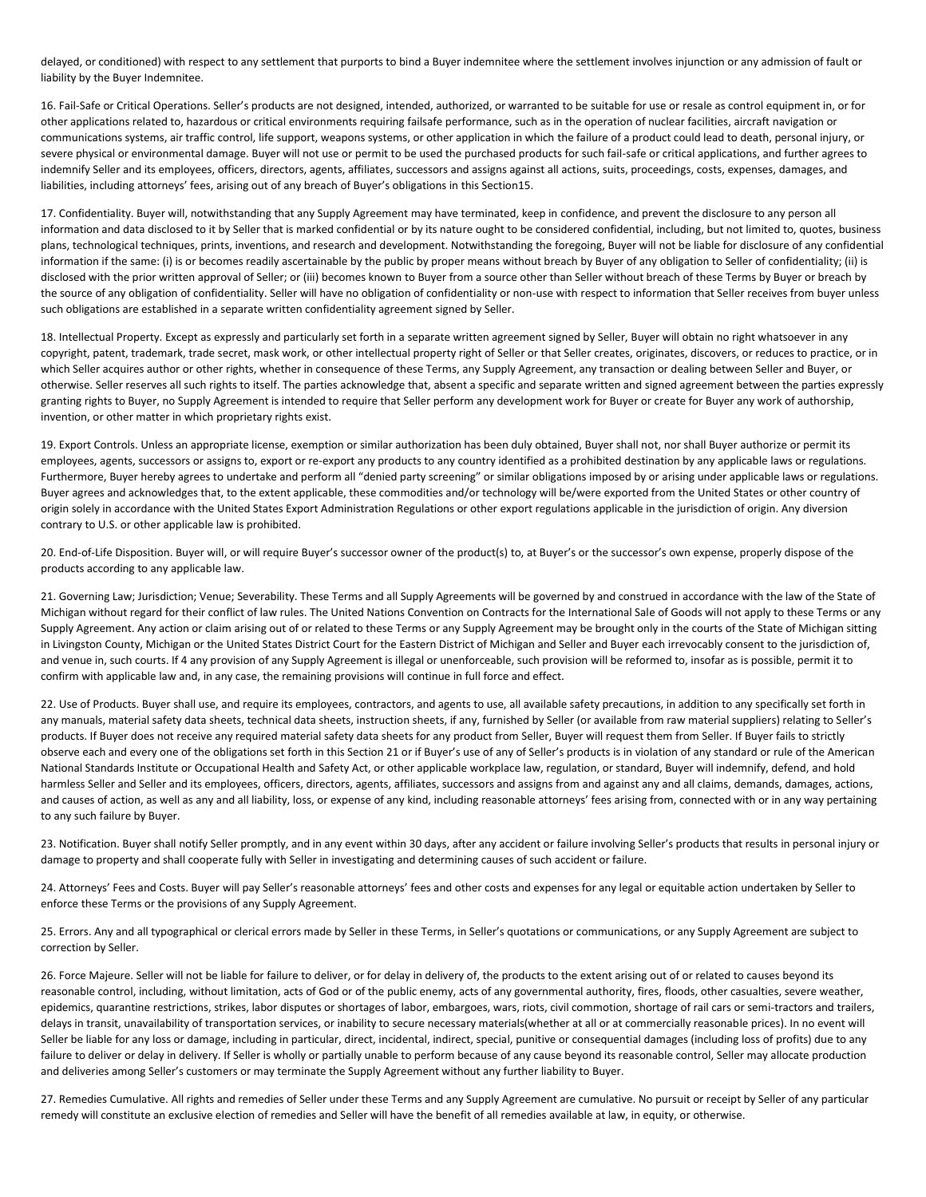delayed, or conditioned) with respect to any settlement that purports to bind a Buyer indemnitee where the settlement involves injunction or any admission of fault or liability by the Buyer Indemnitee.

16. Fail-Safe or Critical Operations. Seller's products are not designed, intended, authorized, or warranted to be suitable for use or resale as control equipment in, or for other applications related to, hazardous or critical environments requiring failsafe performance, such as in the operation of nuclear facilities, aircraft navigation or communications systems, air traffic control, life support, weapons systems, or other application in which the failure of a product could lead to death, personal injury, or severe physical or environmental damage. Buyer will not use or permit to be used the purchased products for such fail-safe or critical applications, and further agrees to indemnify Seller and its employees, officers, directors, agents, affiliates, successors and assigns against all actions, suits, proceedings, costs, expenses, damages, and liabilities, including attorneys' fees, arising out of any breach of Buyer's obligations in this Section15.

17. Confidentiality. Buyer will, notwithstanding that any Supply Agreement may have terminated, keep in confidence, and prevent the disclosure to any person all information and data disclosed to it by Seller that is marked confidential or by its nature ought to be considered confidential, including, but not limited to, quotes, business plans, technological techniques, prints, inventions, and research and development. Notwithstanding the foregoing, Buyer will not be liable for disclosure of any confidential information if the same: (i) is or becomes readily ascertainable by the public by proper means without breach by Buyer of any obligation to Seller of confidentiality; (ii) is disclosed with the prior written approval of Seller; or (iii) becomes known to Buyer from a source other than Seller without breach of these Terms by Buyer or breach by the source of any obligation of confidentiality. Seller will have no obligation of confidentiality or non-use with respect to information that Seller receives from buyer unless such obligations are established in a separate written confidentiality agreement signed by Seller.

18. Intellectual Property. Except as expressly and particularly set forth in a separate written agreement signed by Seller, Buyer will obtain no right whatsoever in any copyright, patent, trademark, trade secret, mask work, or other intellectual property right of Seller or that Seller creates, originates, discovers, or reduces to practice, or in which Seller acquires author or other rights, whether in consequence of these Terms, any Supply Agreement, any transaction or dealing between Seller and Buyer, or otherwise. Seller reserves all such rights to itself. The parties acknowledge that, absent a specific and separate written and signed agreement between the parties expressly granting rights to Buyer, no Supply Agreement is intended to require that Seller perform any development work for Buyer or create for Buyer any work of authorship, invention, or other matter in which proprietary rights exist.

19. Export Controls. Unless an appropriate license, exemption or similar authorization has been duly obtained, Buyer shall not, nor shall Buyer authorize or permit its employees, agents, successors or assigns to, export or re-export any products to any country identified as a prohibited destination by any applicable laws or regulations. Furthermore, Buyer hereby agrees to undertake and perform all "denied party screening" or similar obligations imposed by or arising under applicable laws or regulations. Buyer agrees and acknowledges that, to the extent applicable, these commodities and/or technology will be/were exported from the United States or other country of origin solely in accordance with the United States Export Administration Regulations or other export regulations applicable in the jurisdiction of origin. Any diversion contrary to U.S. or other applicable law is prohibited.

20. End-of-Life Disposition. Buyer will, or will require Buyer's successor owner of the product(s) to, at Buyer's or the successor's own expense, properly dispose of the products according to any applicable law.

21. Governing Law; Jurisdiction; Venue; Severability. These Terms and all Supply Agreements will be governed by and construed in accordance with the law of the State of Michigan without regard for their conflict of law rules. The United Nations Convention on Contracts for the International Sale of Goods will not apply to these Terms or any Supply Agreement. Any action or claim arising out of or related to these Terms or any Supply Agreement may be brought only in the courts of the State of Michigan sitting in Livingston County, Michigan or the United States District Court for the Eastern District of Michigan and Seller and Buyer each irrevocably consent to the jurisdiction of, and venue in, such courts. If 4 any provision of any Supply Agreement is illegal or unenforceable, such provision will be reformed to, insofar as is possible, permit it to confirm with applicable law and, in any case, the remaining provisions will continue in full force and effect.

22. Use of Products. Buyer shall use, and require its employees, contractors, and agents to use, all available safety precautions, in addition to any specifically set forth in any manuals, material safety data sheets, technical data sheets, instruction sheets, if any, furnished by Seller (or available from raw material suppliers) relating to Seller's products. If Buyer does not receive any required material safety data sheets for any product from Seller, Buyer will request them from Seller. If Buyer fails to strictly observe each and every one of the obligations set forth in this Section 21 or if Buyer's use of any of Seller's products is in violation of any standard or rule of the American National Standards Institute or Occupational Health and Safety Act, or other applicable workplace law, regulation, or standard, Buyer will indemnify, defend, and hold harmless Seller and Seller and its employees, officers, directors, agents, affiliates, successors and assigns from and against any and all claims, demands, damages, actions, and causes of action, as well as any and all liability, loss, or expense of any kind, including reasonable attorneys' fees arising from, connected with or in any way pertaining to any such failure by Buyer.

23. Notification. Buyer shall notify Seller promptly, and in any event within 30 days, after any accident or failure involving Seller's products that results in personal injury or damage to property and shall cooperate fully with Seller in investigating and determining causes of such accident or failure.

24. Attorneys' Fees and Costs. Buyer will pay Seller's reasonable attorneys' fees and other costs and expenses for any legal or equitable action undertaken by Seller to enforce these Terms or the provisions of any Supply Agreement.

25. Errors. Any and all typographical or clerical errors made by Seller in these Terms, in Seller's quotations or communications, or any Supply Agreement are subject to correction by Seller.

26. Force Majeure. Seller will not be liable for failure to deliver, or for delay in delivery of, the products to the extent arising out of or related to causes beyond its reasonable control, including, without limitation, acts of God or of the public enemy, acts of any governmental authority, fires, floods, other casualties, severe weather, epidemics, quarantine restrictions, strikes, labor disputes or shortages of labor, embargoes, wars, riots, civil commotion, shortage of rail cars or semi-tractors and trailers, delays in transit, unavailability of transportation services, or inability to secure necessary materials(whether at all or at commercially reasonable prices). In no event will Seller be liable for any loss or damage, including in particular, direct, incidental, indirect, special, punitive or consequential damages (including loss of profits) due to any failure to deliver or delay in delivery. If Seller is wholly or partially unable to perform because of any cause beyond its reasonable control, Seller may allocate production and deliveries among Seller's customers or may terminate the Supply Agreement without any further liability to Buyer.

27. Remedies Cumulative. All rights and remedies of Seller under these Terms and any Supply Agreement are cumulative. No pursuit or receipt by Seller of any particular remedy will constitute an exclusive election of remedies and Seller will have the benefit of all remedies available at law, in equity, or otherwise.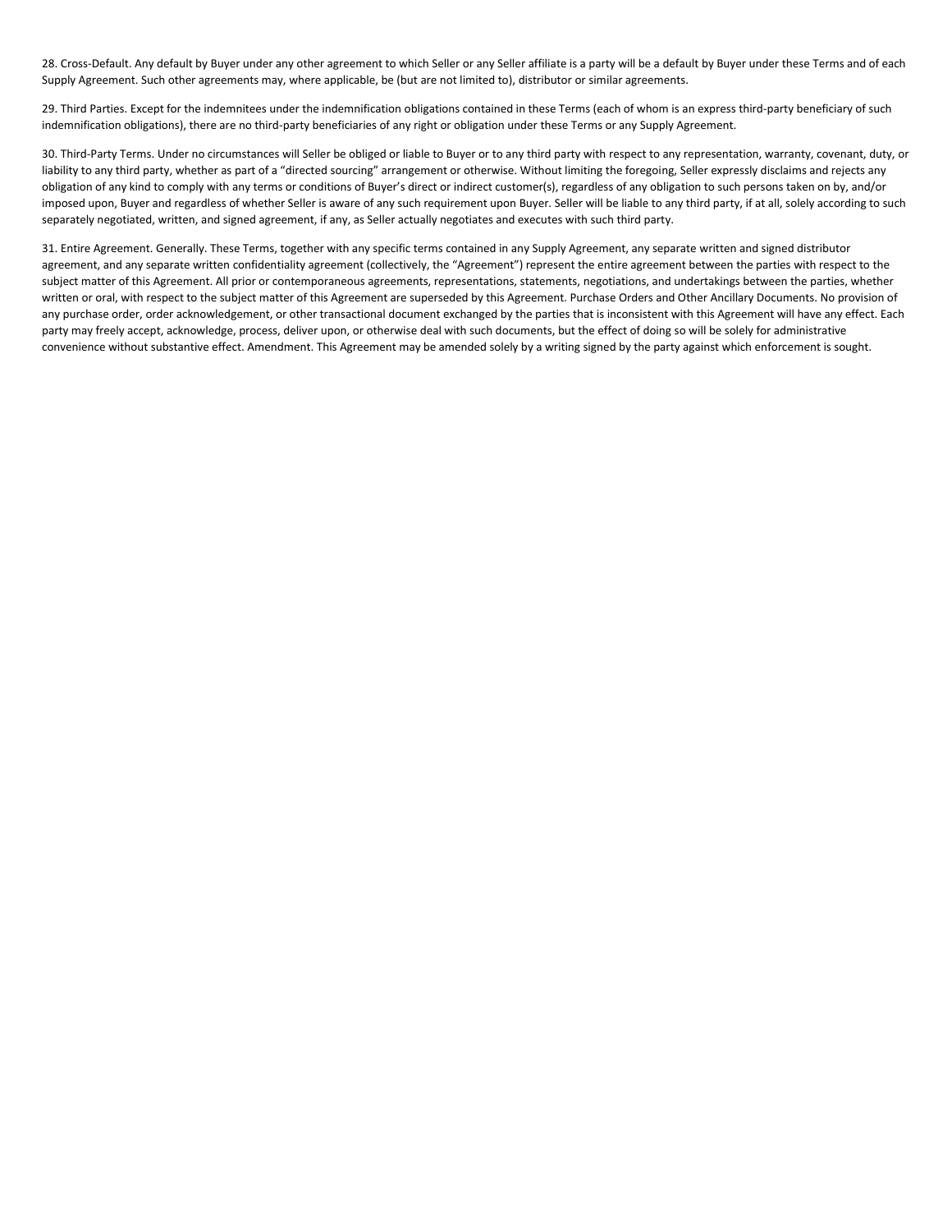28. Cross-Default. Any default by Buyer under any other agreement to which Seller or any Seller affiliate is a party will be a default by Buyer under these Terms and of each Supply Agreement. Such other agreements may, where applicable, be (but are not limited to), distributor or similar agreements.

29. Third Parties. Except for the indemnitees under the indemnification obligations contained in these Terms (each of whom is an express third-party beneficiary of such indemnification obligations), there are no third-party beneficiaries of any right or obligation under these Terms or any Supply Agreement.

30. Third-Party Terms. Under no circumstances will Seller be obliged or liable to Buyer or to any third party with respect to any representation, warranty, covenant, duty, or liability to any third party, whether as part of a "directed sourcing" arrangement or otherwise. Without limiting the foregoing, Seller expressly disclaims and rejects any obligation of any kind to comply with any terms or conditions of Buyer's direct or indirect customer(s), regardless of any obligation to such persons taken on by, and/or imposed upon, Buyer and regardless of whether Seller is aware of any such requirement upon Buyer. Seller will be liable to any third party, if at all, solely according to such separately negotiated, written, and signed agreement, if any, as Seller actually negotiates and executes with such third party.

31. Entire Agreement. Generally. These Terms, together with any specific terms contained in any Supply Agreement, any separate written and signed distributor agreement, and any separate written confidentiality agreement (collectively, the "Agreement") represent the entire agreement between the parties with respect to the subject matter of this Agreement. All prior or contemporaneous agreements, representations, statements, negotiations, and undertakings between the parties, whether written or oral, with respect to the subject matter of this Agreement are superseded by this Agreement. Purchase Orders and Other Ancillary Documents. No provision of any purchase order, order acknowledgement, or other transactional document exchanged by the parties that is inconsistent with this Agreement will have any effect. Each party may freely accept, acknowledge, process, deliver upon, or otherwise deal with such documents, but the effect of doing so will be solely for administrative convenience without substantive effect. Amendment. This Agreement may be amended solely by a writing signed by the party against which enforcement is sought.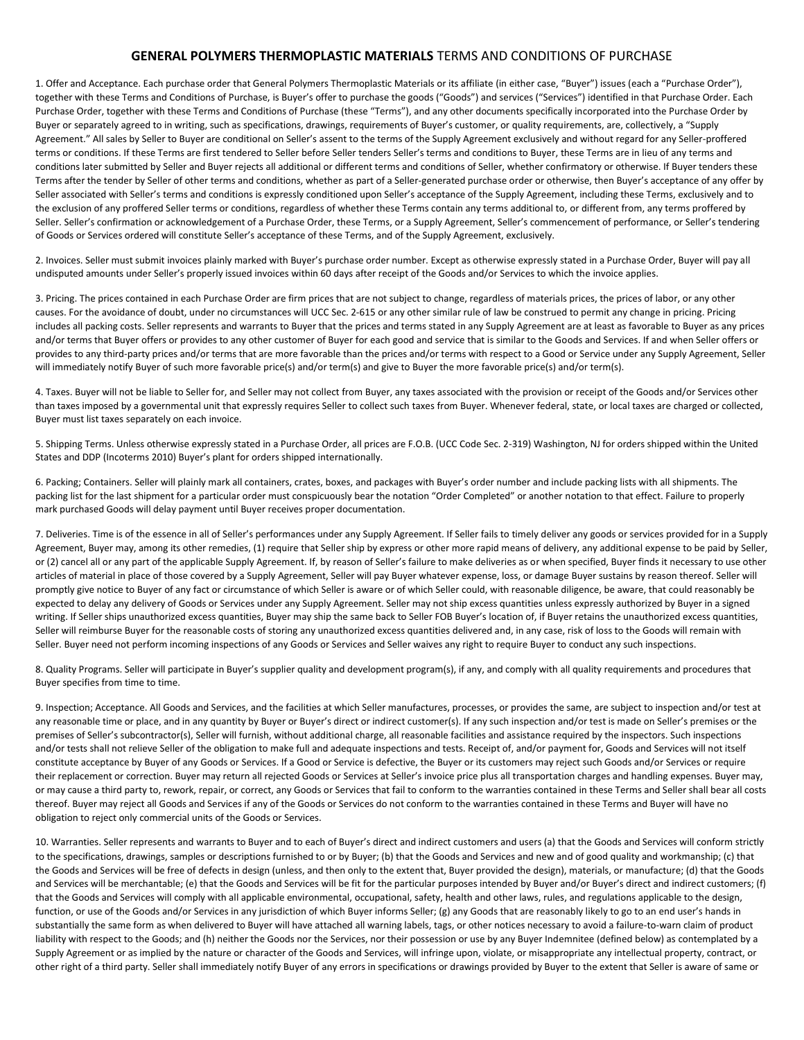# **GENERAL POLYMERS THERMOPLASTIC MATERIALS** TERMS AND CONDITIONS OF PURCHASE

1. Offer and Acceptance. Each purchase order that General Polymers Thermoplastic Materials or its affiliate (in either case, "Buyer") issues (each a "Purchase Order"), together with these Terms and Conditions of Purchase, is Buyer's offer to purchase the goods ("Goods") and services ("Services") identified in that Purchase Order. Each Purchase Order, together with these Terms and Conditions of Purchase (these "Terms"), and any other documents specifically incorporated into the Purchase Order by Buyer or separately agreed to in writing, such as specifications, drawings, requirements of Buyer's customer, or quality requirements, are, collectively, a "Supply Agreement." All sales by Seller to Buyer are conditional on Seller's assent to the terms of the Supply Agreement exclusively and without regard for any Seller-proffered terms or conditions. If these Terms are first tendered to Seller before Seller tenders Seller's terms and conditions to Buyer, these Terms are in lieu of any terms and conditions later submitted by Seller and Buyer rejects all additional or different terms and conditions of Seller, whether confirmatory or otherwise. If Buyer tenders these Terms after the tender by Seller of other terms and conditions, whether as part of a Seller-generated purchase order or otherwise, then Buyer's acceptance of any offer by Seller associated with Seller's terms and conditions is expressly conditioned upon Seller's acceptance of the Supply Agreement, including these Terms, exclusively and to the exclusion of any proffered Seller terms or conditions, regardless of whether these Terms contain any terms additional to, or different from, any terms proffered by Seller. Seller's confirmation or acknowledgement of a Purchase Order, these Terms, or a Supply Agreement, Seller's commencement of performance, or Seller's tendering of Goods or Services ordered will constitute Seller's acceptance of these Terms, and of the Supply Agreement, exclusively.

2. Invoices. Seller must submit invoices plainly marked with Buyer's purchase order number. Except as otherwise expressly stated in a Purchase Order, Buyer will pay all undisputed amounts under Seller's properly issued invoices within 60 days after receipt of the Goods and/or Services to which the invoice applies.

3. Pricing. The prices contained in each Purchase Order are firm prices that are not subject to change, regardless of materials prices, the prices of labor, or any other causes. For the avoidance of doubt, under no circumstances will UCC Sec. 2-615 or any other similar rule of law be construed to permit any change in pricing. Pricing includes all packing costs. Seller represents and warrants to Buyer that the prices and terms stated in any Supply Agreement are at least as favorable to Buyer as any prices and/or terms that Buyer offers or provides to any other customer of Buyer for each good and service that is similar to the Goods and Services. If and when Seller offers or provides to any third-party prices and/or terms that are more favorable than the prices and/or terms with respect to a Good or Service under any Supply Agreement, Seller will immediately notify Buyer of such more favorable price(s) and/or term(s) and give to Buyer the more favorable price(s) and/or term(s).

4. Taxes. Buyer will not be liable to Seller for, and Seller may not collect from Buyer, any taxes associated with the provision or receipt of the Goods and/or Services other than taxes imposed by a governmental unit that expressly requires Seller to collect such taxes from Buyer. Whenever federal, state, or local taxes are charged or collected, Buyer must list taxes separately on each invoice.

5. Shipping Terms. Unless otherwise expressly stated in a Purchase Order, all prices are F.O.B. (UCC Code Sec. 2-319) Washington, NJ for orders shipped within the United States and DDP (Incoterms 2010) Buyer's plant for orders shipped internationally.

6. Packing; Containers. Seller will plainly mark all containers, crates, boxes, and packages with Buyer's order number and include packing lists with all shipments. The packing list for the last shipment for a particular order must conspicuously bear the notation "Order Completed" or another notation to that effect. Failure to properly mark purchased Goods will delay payment until Buyer receives proper documentation.

7. Deliveries. Time is of the essence in all of Seller's performances under any Supply Agreement. If Seller fails to timely deliver any goods or services provided for in a Supply Agreement, Buyer may, among its other remedies, (1) require that Seller ship by express or other more rapid means of delivery, any additional expense to be paid by Seller, or (2) cancel all or any part of the applicable Supply Agreement. If, by reason of Seller's failure to make deliveries as or when specified, Buyer finds it necessary to use other articles of material in place of those covered by a Supply Agreement, Seller will pay Buyer whatever expense, loss, or damage Buyer sustains by reason thereof. Seller will promptly give notice to Buyer of any fact or circumstance of which Seller is aware or of which Seller could, with reasonable diligence, be aware, that could reasonably be expected to delay any delivery of Goods or Services under any Supply Agreement. Seller may not ship excess quantities unless expressly authorized by Buyer in a signed writing. If Seller ships unauthorized excess quantities, Buyer may ship the same back to Seller FOB Buyer's location of, if Buyer retains the unauthorized excess quantities, Seller will reimburse Buyer for the reasonable costs of storing any unauthorized excess quantities delivered and, in any case, risk of loss to the Goods will remain with Seller. Buyer need not perform incoming inspections of any Goods or Services and Seller waives any right to require Buyer to conduct any such inspections.

8. Quality Programs. Seller will participate in Buyer's supplier quality and development program(s), if any, and comply with all quality requirements and procedures that Buyer specifies from time to time.

9. Inspection; Acceptance. All Goods and Services, and the facilities at which Seller manufactures, processes, or provides the same, are subject to inspection and/or test at any reasonable time or place, and in any quantity by Buyer or Buyer's direct or indirect customer(s). If any such inspection and/or test is made on Seller's premises or the premises of Seller's subcontractor(s), Seller will furnish, without additional charge, all reasonable facilities and assistance required by the inspectors. Such inspections and/or tests shall not relieve Seller of the obligation to make full and adequate inspections and tests. Receipt of, and/or payment for, Goods and Services will not itself constitute acceptance by Buyer of any Goods or Services. If a Good or Service is defective, the Buyer or its customers may reject such Goods and/or Services or require their replacement or correction. Buyer may return all rejected Goods or Services at Seller's invoice price plus all transportation charges and handling expenses. Buyer may, or may cause a third party to, rework, repair, or correct, any Goods or Services that fail to conform to the warranties contained in these Terms and Seller shall bear all costs thereof. Buyer may reject all Goods and Services if any of the Goods or Services do not conform to the warranties contained in these Terms and Buyer will have no obligation to reject only commercial units of the Goods or Services.

10. Warranties. Seller represents and warrants to Buyer and to each of Buyer's direct and indirect customers and users (a) that the Goods and Services will conform strictly to the specifications, drawings, samples or descriptions furnished to or by Buyer; (b) that the Goods and Services and new and of good quality and workmanship; (c) that the Goods and Services will be free of defects in design (unless, and then only to the extent that, Buyer provided the design), materials, or manufacture; (d) that the Goods and Services will be merchantable; (e) that the Goods and Services will be fit for the particular purposes intended by Buyer and/or Buyer's direct and indirect customers; (f) that the Goods and Services will comply with all applicable environmental, occupational, safety, health and other laws, rules, and regulations applicable to the design, function, or use of the Goods and/or Services in any jurisdiction of which Buyer informs Seller; (g) any Goods that are reasonably likely to go to an end user's hands in substantially the same form as when delivered to Buyer will have attached all warning labels, tags, or other notices necessary to avoid a failure-to-warn claim of product liability with respect to the Goods; and (h) neither the Goods nor the Services, nor their possession or use by any Buyer Indemnitee (defined below) as contemplated by a Supply Agreement or as implied by the nature or character of the Goods and Services, will infringe upon, violate, or misappropriate any intellectual property, contract, or other right of a third party. Seller shall immediately notify Buyer of any errors in specifications or drawings provided by Buyer to the extent that Seller is aware of same or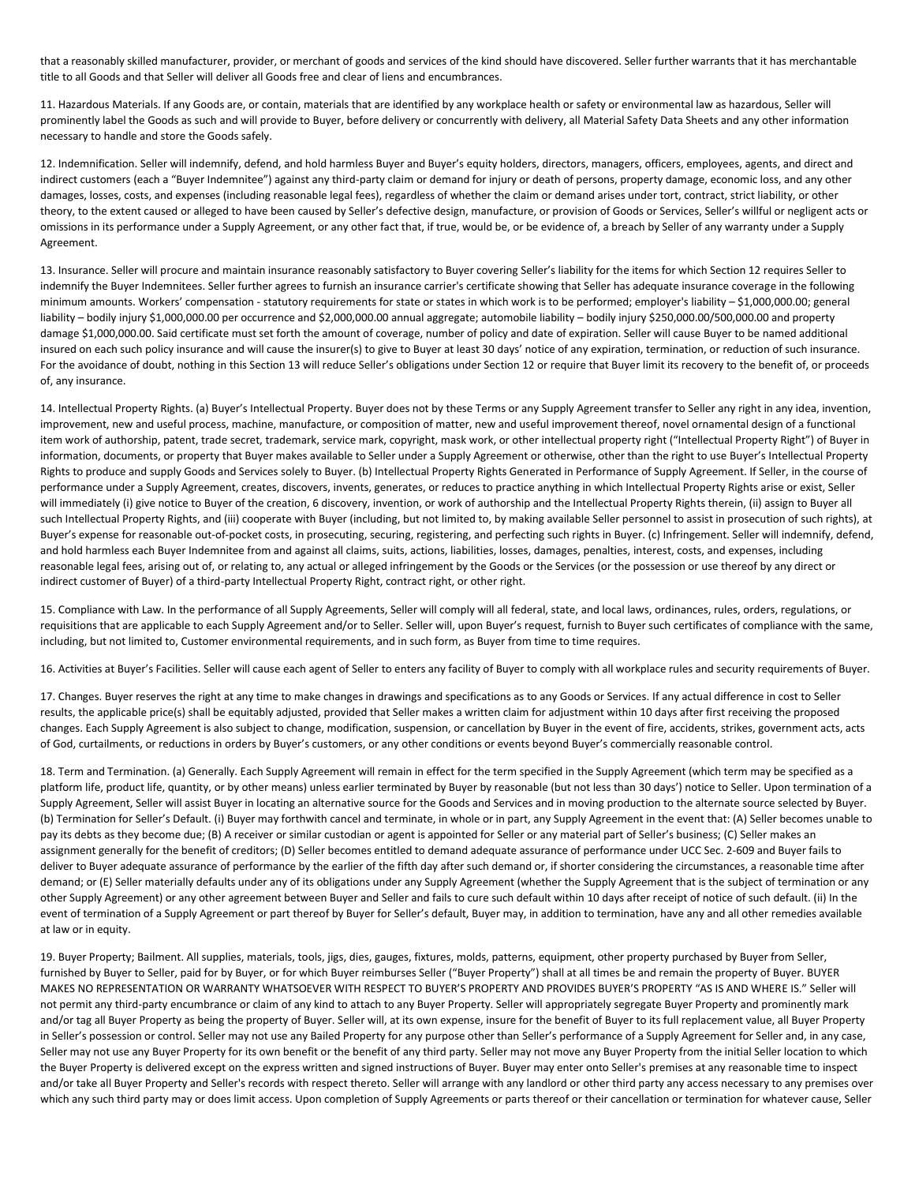that a reasonably skilled manufacturer, provider, or merchant of goods and services of the kind should have discovered. Seller further warrants that it has merchantable title to all Goods and that Seller will deliver all Goods free and clear of liens and encumbrances.

11. Hazardous Materials. If any Goods are, or contain, materials that are identified by any workplace health or safety or environmental law as hazardous, Seller will prominently label the Goods as such and will provide to Buyer, before delivery or concurrently with delivery, all Material Safety Data Sheets and any other information necessary to handle and store the Goods safely.

12. Indemnification. Seller will indemnify, defend, and hold harmless Buyer and Buyer's equity holders, directors, managers, officers, employees, agents, and direct and indirect customers (each a "Buyer Indemnitee") against any third-party claim or demand for injury or death of persons, property damage, economic loss, and any other damages, losses, costs, and expenses (including reasonable legal fees), regardless of whether the claim or demand arises under tort, contract, strict liability, or other theory, to the extent caused or alleged to have been caused by Seller's defective design, manufacture, or provision of Goods or Services, Seller's willful or negligent acts or omissions in its performance under a Supply Agreement, or any other fact that, if true, would be, or be evidence of, a breach by Seller of any warranty under a Supply Agreement.

13. Insurance. Seller will procure and maintain insurance reasonably satisfactory to Buyer covering Seller's liability for the items for which Section 12 requires Seller to indemnify the Buyer Indemnitees. Seller further agrees to furnish an insurance carrier's certificate showing that Seller has adequate insurance coverage in the following minimum amounts. Workers' compensation - statutory requirements for state or states in which work is to be performed; employer's liability – $1,000,000.00; general liability – bodily injury $1,000,000.00 per occurrence and $2,000,000.00 annual aggregate; automobile liability – bodily injury $250,000.00/500,000.00 and property damage $1,000,000.00. Said certificate must set forth the amount of coverage, number of policy and date of expiration. Seller will cause Buyer to be named additional insured on each such policy insurance and will cause the insurer(s) to give to Buyer at least 30 days' notice of any expiration, termination, or reduction of such insurance. For the avoidance of doubt, nothing in this Section 13 will reduce Seller's obligations under Section 12 or require that Buyer limit its recovery to the benefit of, or proceeds of, any insurance.

14. Intellectual Property Rights. (a) Buyer's Intellectual Property. Buyer does not by these Terms or any Supply Agreement transfer to Seller any right in any idea, invention, improvement, new and useful process, machine, manufacture, or composition of matter, new and useful improvement thereof, novel ornamental design of a functional item work of authorship, patent, trade secret, trademark, service mark, copyright, mask work, or other intellectual property right ("Intellectual Property Right") of Buyer in information, documents, or property that Buyer makes available to Seller under a Supply Agreement or otherwise, other than the right to use Buyer's Intellectual Property Rights to produce and supply Goods and Services solely to Buyer. (b) Intellectual Property Rights Generated in Performance of Supply Agreement. If Seller, in the course of performance under a Supply Agreement, creates, discovers, invents, generates, or reduces to practice anything in which Intellectual Property Rights arise or exist, Seller will immediately (i) give notice to Buyer of the creation, 6 discovery, invention, or work of authorship and the Intellectual Property Rights therein, (ii) assign to Buyer all such Intellectual Property Rights, and (iii) cooperate with Buyer (including, but not limited to, by making available Seller personnel to assist in prosecution of such rights), at Buyer's expense for reasonable out-of-pocket costs, in prosecuting, securing, registering, and perfecting such rights in Buyer. (c) Infringement. Seller will indemnify, defend, and hold harmless each Buyer Indemnitee from and against all claims, suits, actions, liabilities, losses, damages, penalties, interest, costs, and expenses, including reasonable legal fees, arising out of, or relating to, any actual or alleged infringement by the Goods or the Services (or the possession or use thereof by any direct or indirect customer of Buyer) of a third-party Intellectual Property Right, contract right, or other right.

15. Compliance with Law. In the performance of all Supply Agreements, Seller will comply will all federal, state, and local laws, ordinances, rules, orders, regulations, or requisitions that are applicable to each Supply Agreement and/or to Seller. Seller will, upon Buyer's request, furnish to Buyer such certificates of compliance with the same, including, but not limited to, Customer environmental requirements, and in such form, as Buyer from time to time requires.

16. Activities at Buyer's Facilities. Seller will cause each agent of Seller to enters any facility of Buyer to comply with all workplace rules and security requirements of Buyer.

17. Changes. Buyer reserves the right at any time to make changes in drawings and specifications as to any Goods or Services. If any actual difference in cost to Seller results, the applicable price(s) shall be equitably adjusted, provided that Seller makes a written claim for adjustment within 10 days after first receiving the proposed changes. Each Supply Agreement is also subject to change, modification, suspension, or cancellation by Buyer in the event of fire, accidents, strikes, government acts, acts of God, curtailments, or reductions in orders by Buyer's customers, or any other conditions or events beyond Buyer's commercially reasonable control.

18. Term and Termination. (a) Generally. Each Supply Agreement will remain in effect for the term specified in the Supply Agreement (which term may be specified as a platform life, product life, quantity, or by other means) unless earlier terminated by Buyer by reasonable (but not less than 30 days') notice to Seller. Upon termination of a Supply Agreement, Seller will assist Buyer in locating an alternative source for the Goods and Services and in moving production to the alternate source selected by Buyer. (b) Termination for Seller's Default. (i) Buyer may forthwith cancel and terminate, in whole or in part, any Supply Agreement in the event that: (A) Seller becomes unable to pay its debts as they become due; (B) A receiver or similar custodian or agent is appointed for Seller or any material part of Seller's business; (C) Seller makes an assignment generally for the benefit of creditors; (D) Seller becomes entitled to demand adequate assurance of performance under UCC Sec. 2-609 and Buyer fails to deliver to Buyer adequate assurance of performance by the earlier of the fifth day after such demand or, if shorter considering the circumstances, a reasonable time after demand; or (E) Seller materially defaults under any of its obligations under any Supply Agreement (whether the Supply Agreement that is the subject of termination or any other Supply Agreement) or any other agreement between Buyer and Seller and fails to cure such default within 10 days after receipt of notice of such default. (ii) In the event of termination of a Supply Agreement or part thereof by Buyer for Seller's default, Buyer may, in addition to termination, have any and all other remedies available at law or in equity.

19. Buyer Property; Bailment. All supplies, materials, tools, jigs, dies, gauges, fixtures, molds, patterns, equipment, other property purchased by Buyer from Seller, furnished by Buyer to Seller, paid for by Buyer, or for which Buyer reimburses Seller ("Buyer Property") shall at all times be and remain the property of Buyer. BUYER MAKES NO REPRESENTATION OR WARRANTY WHATSOEVER WITH RESPECT TO BUYER'S PROPERTY AND PROVIDES BUYER'S PROPERTY "AS IS AND WHERE IS." Seller will not permit any third-party encumbrance or claim of any kind to attach to any Buyer Property. Seller will appropriately segregate Buyer Property and prominently mark and/or tag all Buyer Property as being the property of Buyer. Seller will, at its own expense, insure for the benefit of Buyer to its full replacement value, all Buyer Property in Seller's possession or control. Seller may not use any Bailed Property for any purpose other than Seller's performance of a Supply Agreement for Seller and, in any case, Seller may not use any Buyer Property for its own benefit or the benefit of any third party. Seller may not move any Buyer Property from the initial Seller location to which the Buyer Property is delivered except on the express written and signed instructions of Buyer. Buyer may enter onto Seller's premises at any reasonable time to inspect and/or take all Buyer Property and Seller's records with respect thereto. Seller will arrange with any landlord or other third party any access necessary to any premises over which any such third party may or does limit access. Upon completion of Supply Agreements or parts thereof or their cancellation or termination for whatever cause, Seller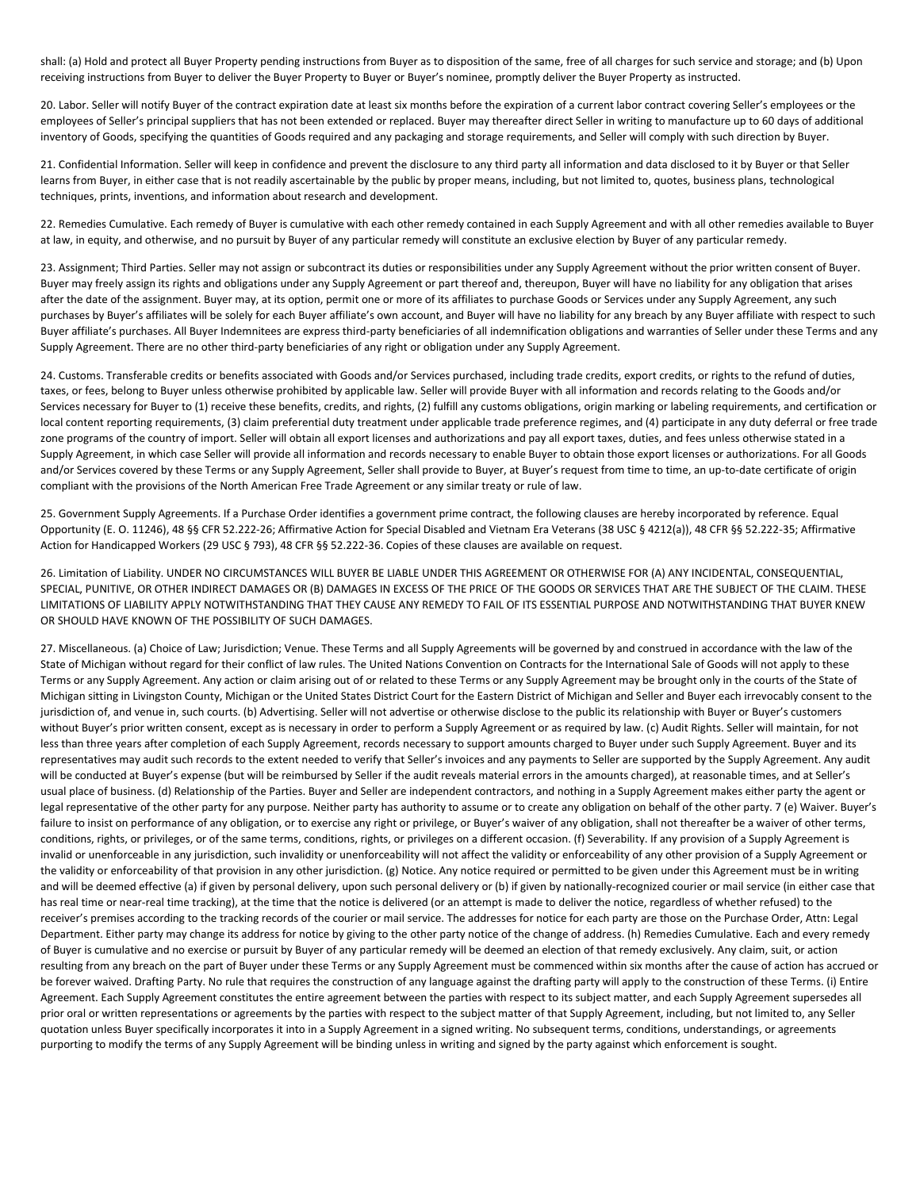shall: (a) Hold and protect all Buyer Property pending instructions from Buyer as to disposition of the same, free of all charges for such service and storage; and (b) Upon receiving instructions from Buyer to deliver the Buyer Property to Buyer or Buyer's nominee, promptly deliver the Buyer Property as instructed.

20. Labor. Seller will notify Buyer of the contract expiration date at least six months before the expiration of a current labor contract covering Seller's employees or the employees of Seller's principal suppliers that has not been extended or replaced. Buyer may thereafter direct Seller in writing to manufacture up to 60 days of additional inventory of Goods, specifying the quantities of Goods required and any packaging and storage requirements, and Seller will comply with such direction by Buyer.

21. Confidential Information. Seller will keep in confidence and prevent the disclosure to any third party all information and data disclosed to it by Buyer or that Seller learns from Buyer, in either case that is not readily ascertainable by the public by proper means, including, but not limited to, quotes, business plans, technological techniques, prints, inventions, and information about research and development.

22. Remedies Cumulative. Each remedy of Buyer is cumulative with each other remedy contained in each Supply Agreement and with all other remedies available to Buyer at law, in equity, and otherwise, and no pursuit by Buyer of any particular remedy will constitute an exclusive election by Buyer of any particular remedy.

23. Assignment; Third Parties. Seller may not assign or subcontract its duties or responsibilities under any Supply Agreement without the prior written consent of Buyer. Buyer may freely assign its rights and obligations under any Supply Agreement or part thereof and, thereupon, Buyer will have no liability for any obligation that arises after the date of the assignment. Buyer may, at its option, permit one or more of its affiliates to purchase Goods or Services under any Supply Agreement, any such purchases by Buyer's affiliates will be solely for each Buyer affiliate's own account, and Buyer will have no liability for any breach by any Buyer affiliate with respect to such Buyer affiliate's purchases. All Buyer Indemnitees are express third-party beneficiaries of all indemnification obligations and warranties of Seller under these Terms and any Supply Agreement. There are no other third-party beneficiaries of any right or obligation under any Supply Agreement.

24. Customs. Transferable credits or benefits associated with Goods and/or Services purchased, including trade credits, export credits, or rights to the refund of duties, taxes, or fees, belong to Buyer unless otherwise prohibited by applicable law. Seller will provide Buyer with all information and records relating to the Goods and/or Services necessary for Buyer to (1) receive these benefits, credits, and rights, (2) fulfill any customs obligations, origin marking or labeling requirements, and certification or local content reporting requirements, (3) claim preferential duty treatment under applicable trade preference regimes, and (4) participate in any duty deferral or free trade zone programs of the country of import. Seller will obtain all export licenses and authorizations and pay all export taxes, duties, and fees unless otherwise stated in a Supply Agreement, in which case Seller will provide all information and records necessary to enable Buyer to obtain those export licenses or authorizations. For all Goods and/or Services covered by these Terms or any Supply Agreement, Seller shall provide to Buyer, at Buyer's request from time to time, an up-to-date certificate of origin compliant with the provisions of the North American Free Trade Agreement or any similar treaty or rule of law.

25. Government Supply Agreements. If a Purchase Order identifies a government prime contract, the following clauses are hereby incorporated by reference. Equal Opportunity (E. O. 11246), 48 §§ CFR 52.222-26; Affirmative Action for Special Disabled and Vietnam Era Veterans (38 USC § 4212(a)), 48 CFR §§ 52.222-35; Affirmative Action for Handicapped Workers (29 USC § 793), 48 CFR §§ 52.222-36. Copies of these clauses are available on request.

26. Limitation of Liability. UNDER NO CIRCUMSTANCES WILL BUYER BE LIABLE UNDER THIS AGREEMENT OR OTHERWISE FOR (A) ANY INCIDENTAL, CONSEQUENTIAL, SPECIAL, PUNITIVE, OR OTHER INDIRECT DAMAGES OR (B) DAMAGES IN EXCESS OF THE PRICE OF THE GOODS OR SERVICES THAT ARE THE SUBJECT OF THE CLAIM. THESE LIMITATIONS OF LIABILITY APPLY NOTWITHSTANDING THAT THEY CAUSE ANY REMEDY TO FAIL OF ITS ESSENTIAL PURPOSE AND NOTWITHSTANDING THAT BUYER KNEW OR SHOULD HAVE KNOWN OF THE POSSIBILITY OF SUCH DAMAGES.

27. Miscellaneous. (a) Choice of Law; Jurisdiction; Venue. These Terms and all Supply Agreements will be governed by and construed in accordance with the law of the State of Michigan without regard for their conflict of law rules. The United Nations Convention on Contracts for the International Sale of Goods will not apply to these Terms or any Supply Agreement. Any action or claim arising out of or related to these Terms or any Supply Agreement may be brought only in the courts of the State of Michigan sitting in Livingston County, Michigan or the United States District Court for the Eastern District of Michigan and Seller and Buyer each irrevocably consent to the jurisdiction of, and venue in, such courts. (b) Advertising. Seller will not advertise or otherwise disclose to the public its relationship with Buyer or Buyer's customers without Buyer's prior written consent, except as is necessary in order to perform a Supply Agreement or as required by law. (c) Audit Rights. Seller will maintain, for not less than three years after completion of each Supply Agreement, records necessary to support amounts charged to Buyer under such Supply Agreement. Buyer and its representatives may audit such records to the extent needed to verify that Seller's invoices and any payments to Seller are supported by the Supply Agreement. Any audit will be conducted at Buyer's expense (but will be reimbursed by Seller if the audit reveals material errors in the amounts charged), at reasonable times, and at Seller's usual place of business. (d) Relationship of the Parties. Buyer and Seller are independent contractors, and nothing in a Supply Agreement makes either party the agent or legal representative of the other party for any purpose. Neither party has authority to assume or to create any obligation on behalf of the other party. 7 (e) Waiver. Buyer's failure to insist on performance of any obligation, or to exercise any right or privilege, or Buyer's waiver of any obligation, shall not thereafter be a waiver of other terms, conditions, rights, or privileges, or of the same terms, conditions, rights, or privileges on a different occasion. (f) Severability. If any provision of a Supply Agreement is invalid or unenforceable in any jurisdiction, such invalidity or unenforceability will not affect the validity or enforceability of any other provision of a Supply Agreement or the validity or enforceability of that provision in any other jurisdiction. (g) Notice. Any notice required or permitted to be given under this Agreement must be in writing and will be deemed effective (a) if given by personal delivery, upon such personal delivery or (b) if given by nationally-recognized courier or mail service (in either case that has real time or near-real time tracking), at the time that the notice is delivered (or an attempt is made to deliver the notice, regardless of whether refused) to the receiver's premises according to the tracking records of the courier or mail service. The addresses for notice for each party are those on the Purchase Order, Attn: Legal Department. Either party may change its address for notice by giving to the other party notice of the change of address. (h) Remedies Cumulative. Each and every remedy of Buyer is cumulative and no exercise or pursuit by Buyer of any particular remedy will be deemed an election of that remedy exclusively. Any claim, suit, or action resulting from any breach on the part of Buyer under these Terms or any Supply Agreement must be commenced within six months after the cause of action has accrued or be forever waived. Drafting Party. No rule that requires the construction of any language against the drafting party will apply to the construction of these Terms. (i) Entire Agreement. Each Supply Agreement constitutes the entire agreement between the parties with respect to its subject matter, and each Supply Agreement supersedes all prior oral or written representations or agreements by the parties with respect to the subject matter of that Supply Agreement, including, but not limited to, any Seller quotation unless Buyer specifically incorporates it into in a Supply Agreement in a signed writing. No subsequent terms, conditions, understandings, or agreements purporting to modify the terms of any Supply Agreement will be binding unless in writing and signed by the party against which enforcement is sought.